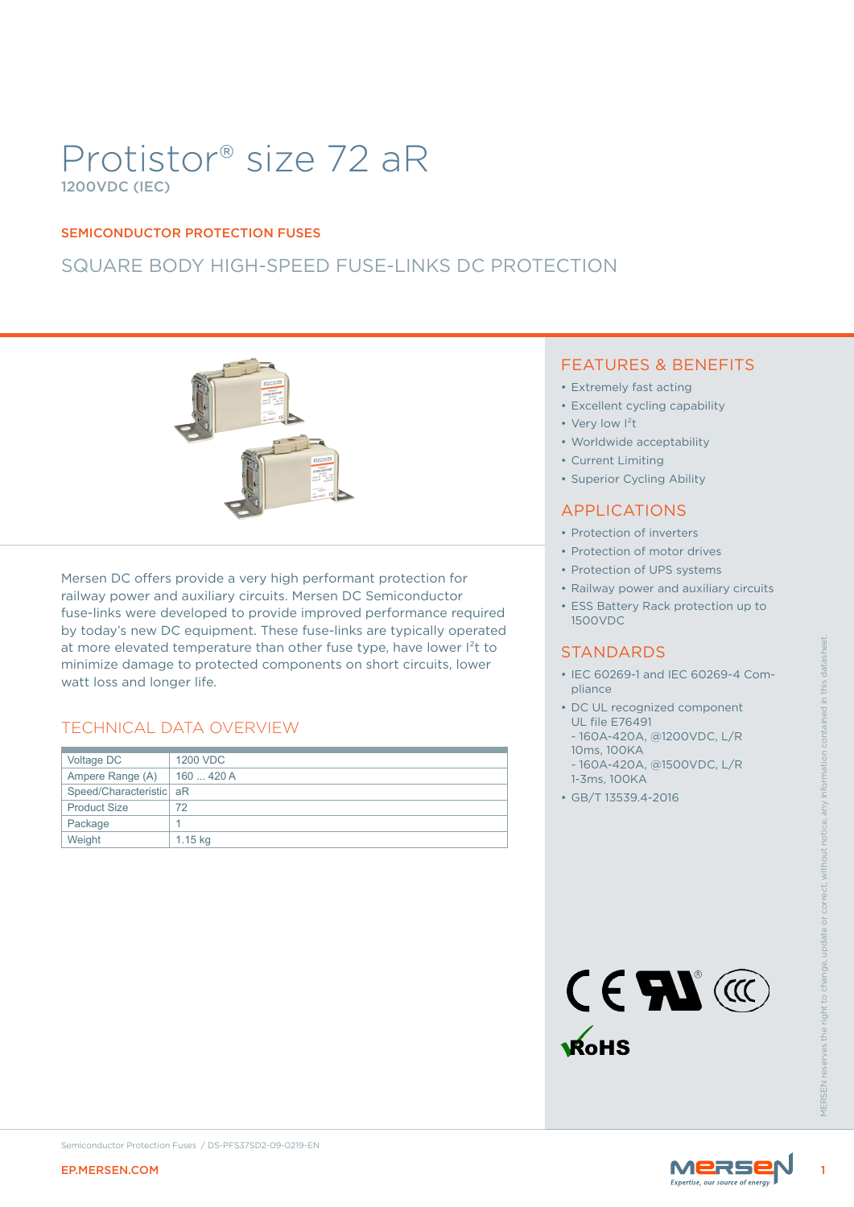# Protistor® size 72 aR

1200VDC (IEC)

SEMICONDUCTOR PROTECTION FUSES

## SQUARE BODY HIGH-SPEED FUSE-LINKS DC PROTECTION

Mersen DC offers provide a very high performant protection for railway power and auxiliary circuits. Mersen DC Semiconductor fuse-links were developed to provide improved performance required by today's new DC equipment. These fuse-links are typically operated at more elevated temperature than other fuse type, have lower $I^2t$ to minimize damage to protected components on short circuits, lower watt loss and longer life.

## TECHNICAL DATA OVERVIEW

| Voltage DC | 1200 VDC |
|---|---|
| Ampere Range (A) | 160 ... 420 A |
| Speed/Characteristic | aR |
| Product Size | 72 |
| Package | 1 |
| Weight | 1.15 kg |

## FEATURES & BENEFITS

- Extremely fast acting
- Excellent cycling capability
- Very low $I^2t$
- Worldwide acceptability
- Current Limiting
- Superior Cycling Ability

## APPLICATIONS

- Protection of inverters
- Protection of motor drives
- Protection of UPS systems
- Railway power and auxiliary circuits
- ESS Battery Rack protection up to 1500VDC

## STANDARDS

- IEC 60269-1 and IEC 60269-4 Compliance
- DC UL recognized component UL file E76491
  - 160A-420A, @1200VDC, L/R 10ms, 100KA
  - 160A-420A, @1500VDC, L/R 1-3ms, 100KA
- GB/T 13539.4-2016

MERSEN reserves the right to change, update or correct, without notice, any information contained in this datasheet.

Semiconductor Protection Fuses / DS-PFS37SD2-09-0219-EN

EP.MERSEN.COM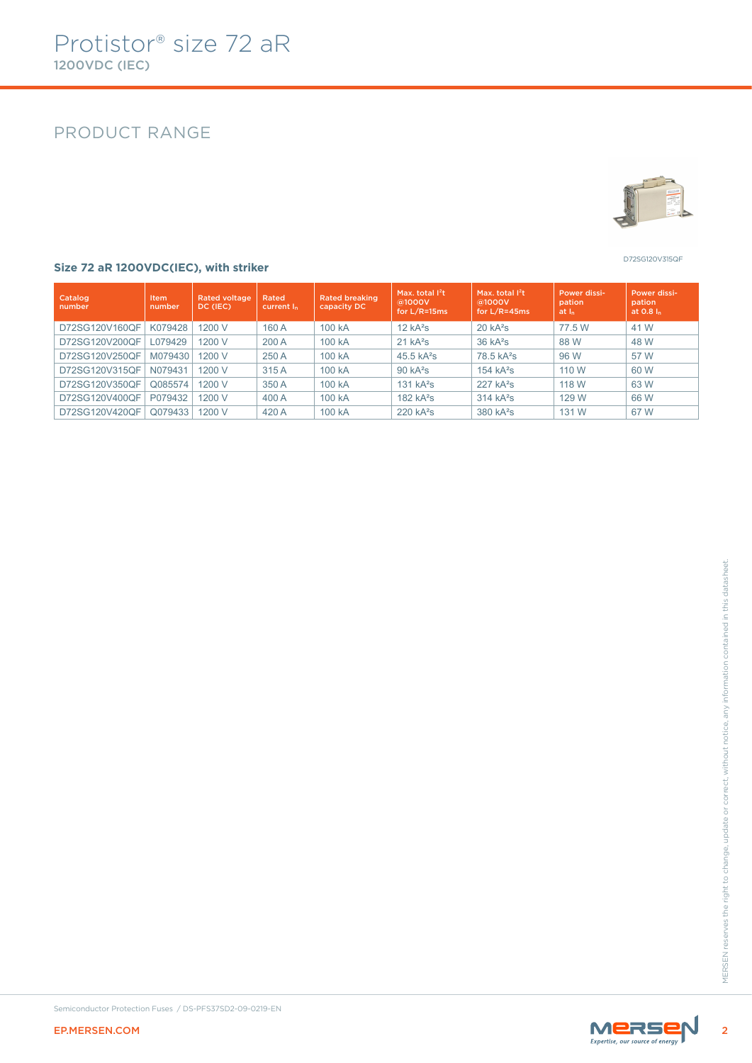# Protistor® size 72 aR

**1200VDC (IEC)**

## PRODUCT RANGE

D72SG120V315QF

### Size 72 aR 1200VDC(IEC), with striker

| Catalog number | Item number | Rated voltage DC (IEC) | Rated current $I_n$ | Rated breaking capacity DC | Max. total I²t @1000V for L/R=15ms | Max. total I²t @1000V for L/R=45ms | Power dissi-pation at $I_n$ | Power dissi-pation at 0.8 $I_n$ |
|---|---|---|---|---|---|---|---|---|
| D72SG120V160QF | K079428 | 1200 V | 160 A | 100 kA | 12 kA²s | 20 kA²s | 77.5 W | 41 W |
| D72SG120V200QF | L079429 | 1200 V | 200 A | 100 kA | 21 kA²s | 36 kA²s | 88 W | 48 W |
| D72SG120V250QF | M079430 | 1200 V | 250 A | 100 kA | 45.5 kA²s | 78.5 kA²s | 96 W | 57 W |
| D72SG120V315QF | N079431 | 1200 V | 315 A | 100 kA | 90 kA²s | 154 kA²s | 110 W | 60 W |
| D72SG120V350QF | Q085574 | 1200 V | 350 A | 100 kA | 131 kA²s | 227 kA²s | 118 W | 63 W |
| D72SG120V400QF | P079432 | 1200 V | 400 A | 100 kA | 182 kA²s | 314 kA²s | 129 W | 66 W |
| D72SG120V420QF | Q079433 | 1200 V | 420 A | 100 kA | 220 kA²s | 380 kA²s | 131 W | 67 W |

MERSEN reserves the right to change, update or correct, without notice, any information contained in this datasheet.

Semiconductor Protection Fuses / DS-PFS37SD2-09-0219-EN

EP.MERSEN.COM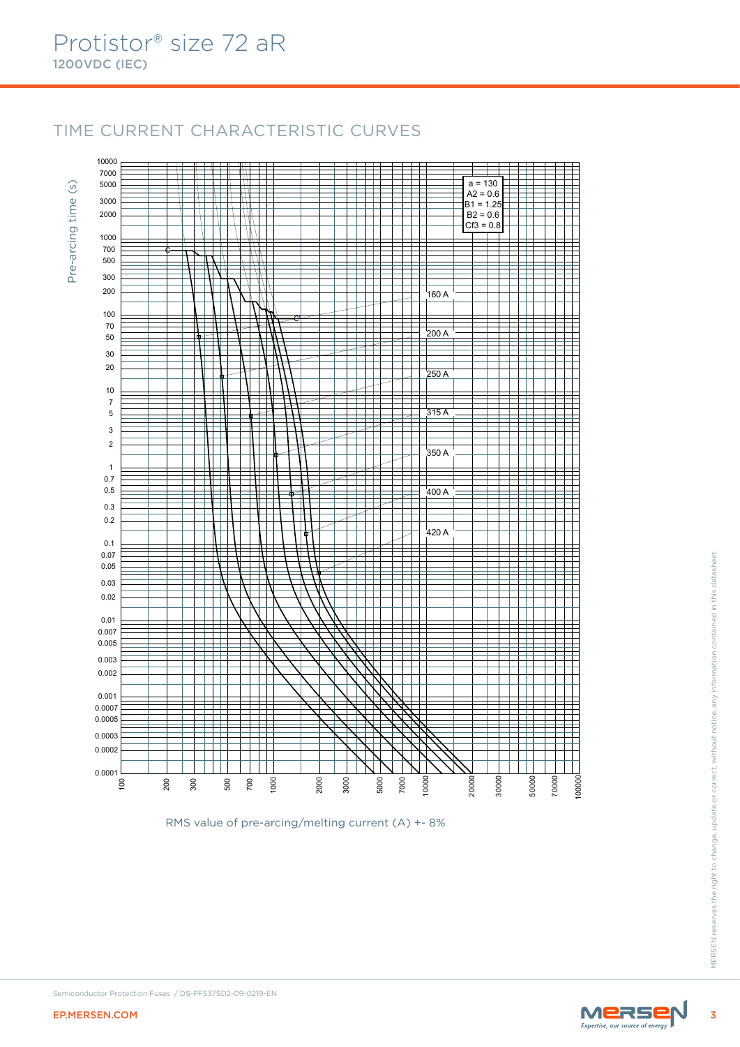# Protistor® size 72 aR

**1200VDC (IEC)**

## TIME CURRENT CHARACTERISTIC CURVES

Pre-arcing time (s)

| a = 130 |
|---|
| A2 = 0.6 |
| B1 = 1.25 |
| B2 = 0.6 |
| Cf3 = 0.8 |

Curves: 160 A, 200 A, 250 A, 315 A, 350 A, 400 A, 420 A

Y-axis: 0.0001 – 10000

X-axis: 100 – 100000

RMS value of pre-arcing/melting current (A) +- 8%

Semiconductor Protection Fuses / DS-PFS37SD2-09-0219-EN

EP.MERSEN.COM

MERSEN reserves the right to change, update or correct, without notice, any information contained in this datasheet.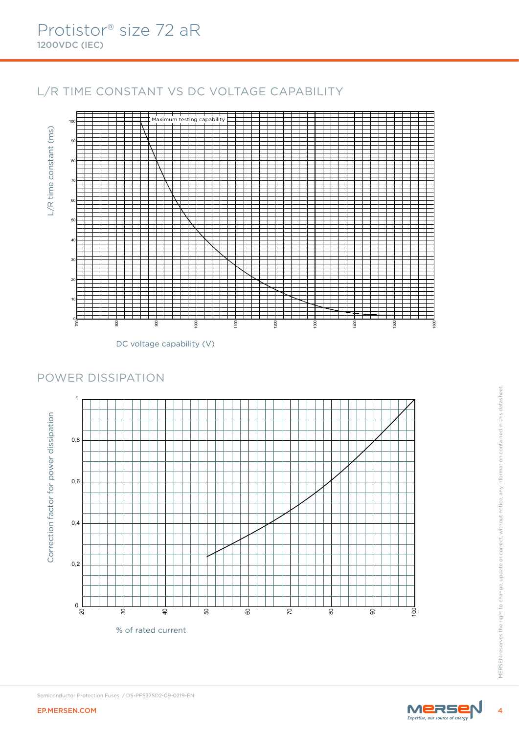# Protistor® size 72 aR

**1200VDC (IEC)**

## L/R TIME CONSTANT VS DC VOLTAGE CAPABILITY

L/R time constant (ms)

Maximum testing capability

DC voltage capability (V)

## POWER DISSIPATION

Correction factor for power dissipation

% of rated current

MERSEN reserves the right to change, update or correct, without notice, any information contained in this datasheet.

Semiconductor Protection Fuses / DS-PFS37SD2-09-0219-EN

EP.MERSEN.COM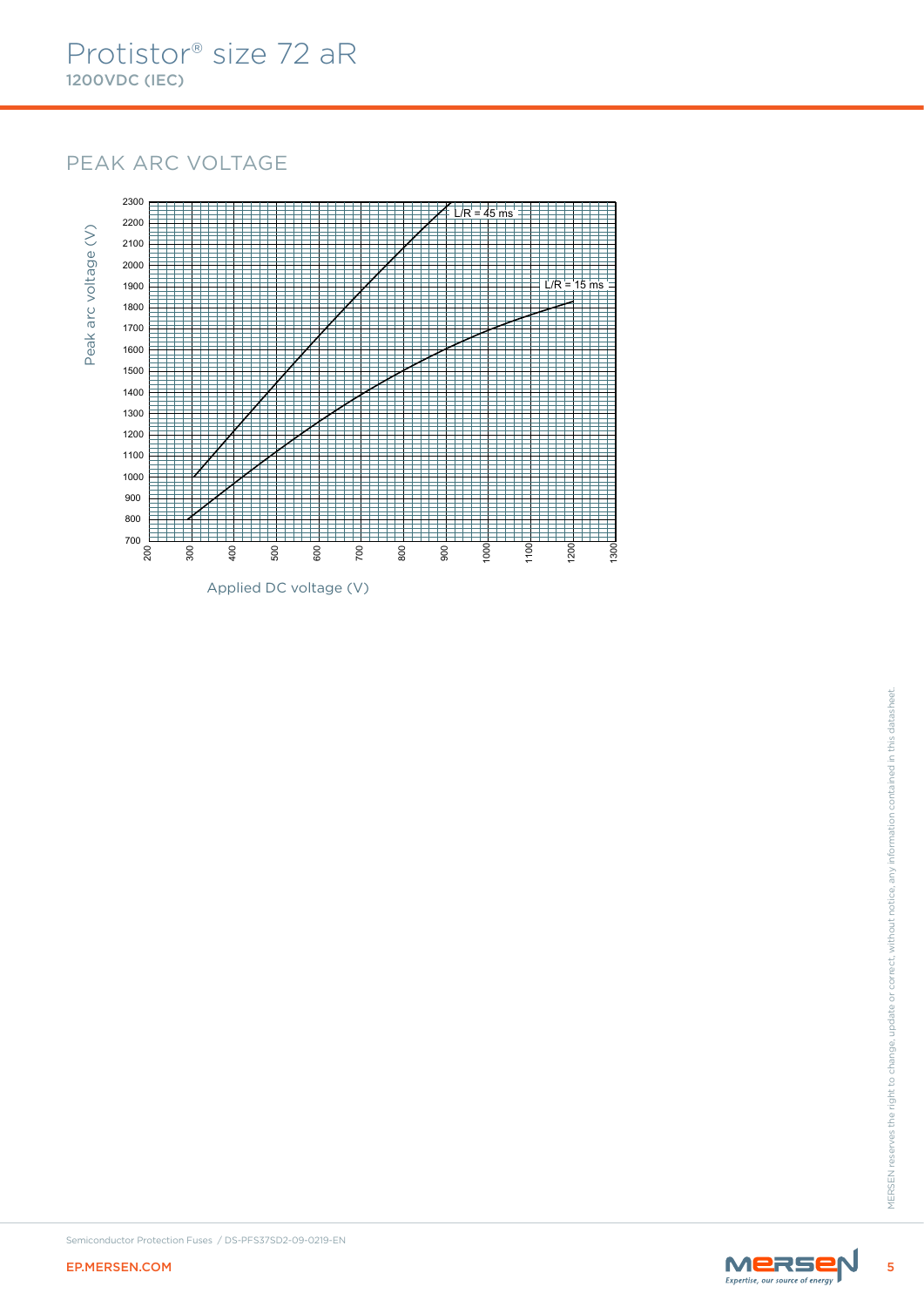# Protistor® size 72 aR

**1200VDC (IEC)**

## PEAK ARC VOLTAGE

Peak arc voltage (V)

2300
2200
2100
2000
1900
1800
1700
1600
1500
1400
1300
1200
1100
1000
900
800
700

L/R = 45 ms

L/R = 15 ms

200 300 400 500 600 700 800 900 1000 1100 1200 1300

Applied DC voltage (V)

Semiconductor Protection Fuses / DS-PFS37SD2-09-0219-EN

EP.MERSEN.COM

MERSEN reserves the right to change, update or correct, without notice, any information contained in this datasheet.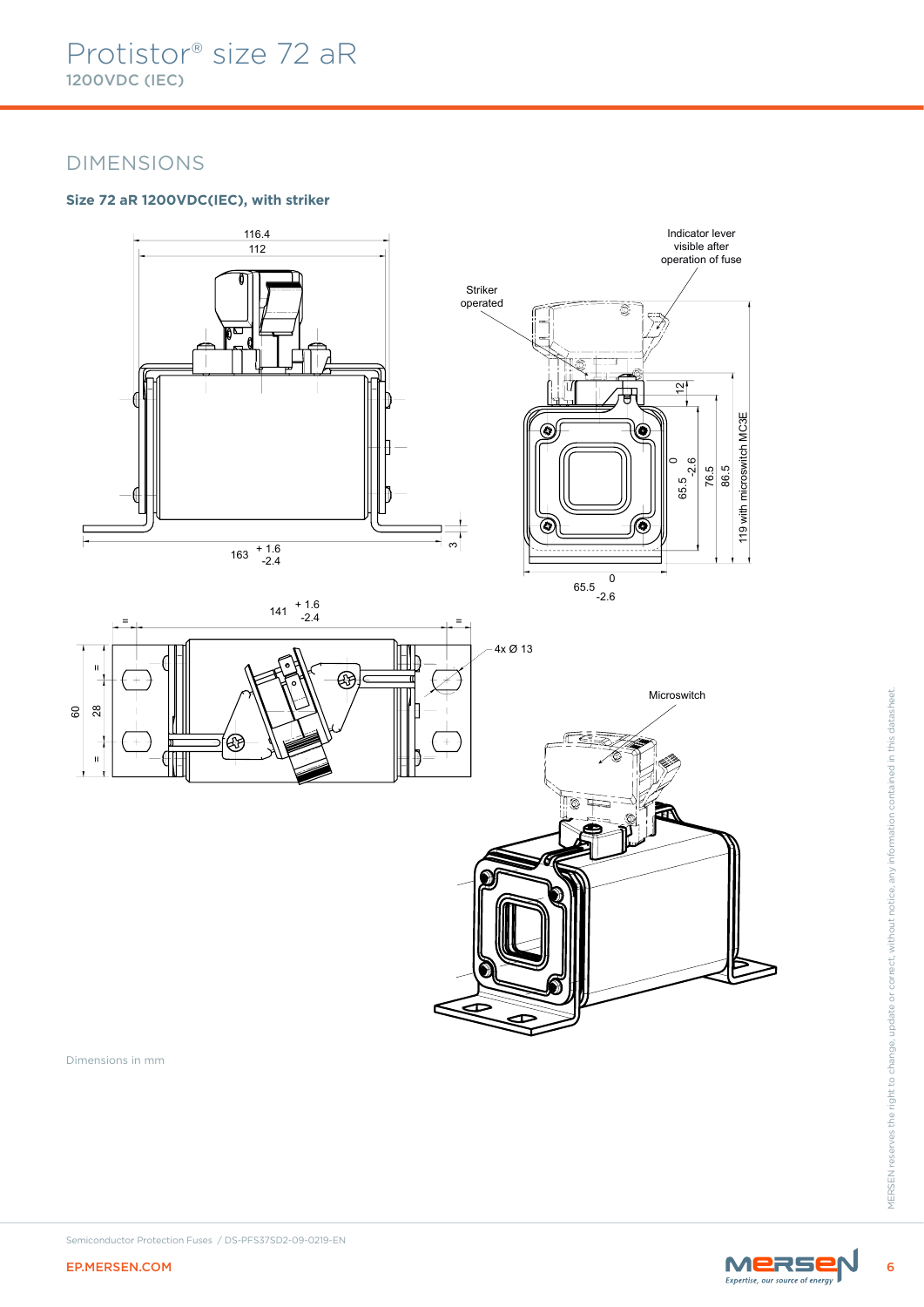# Protistor® size 72 aR

1200VDC (IEC)

## DIMENSIONS

### Size 72 aR 1200VDC(IEC), with striker

116.4
112
163 + 1.6 -2.4
3
Striker operated
Indicator lever visible after operation of fuse
12
65.5 0 -2.6
76.5
86.5
119 with microswitch MC3E
65.5 0 -2.6
141 + 1.6 -2.4
4x Ø 13
60
28
Microswitch

Dimensions in mm

Semiconductor Protection Fuses / DS-PFS37SD2-09-0219-EN

EP.MERSEN.COM

MERSEN reserves the right to change, update or correct, without notice, any information contained in this datasheet.